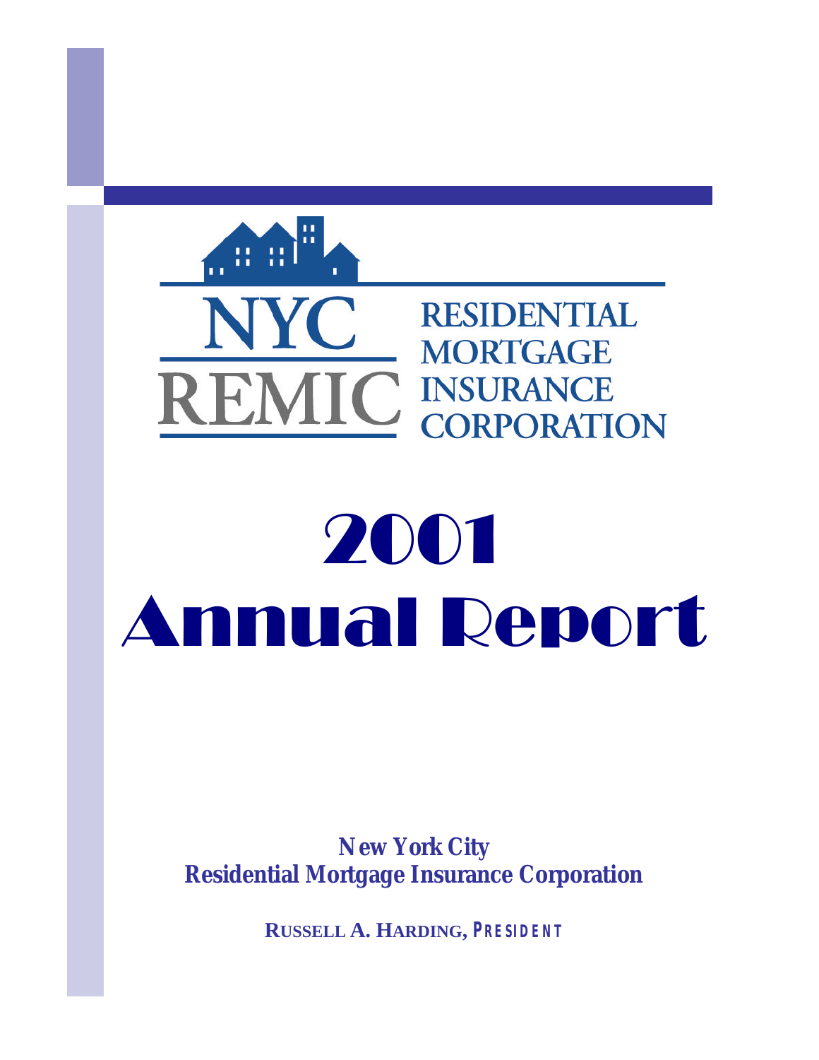NYC REMIC

RESIDENTIAL MORTGAGE INSURANCE CORPORATION

# 2001 Annual Report

**New York City**
**Residential Mortgage Insurance Corporation**

**RUSSELL A. HARDING, PRESIDENT**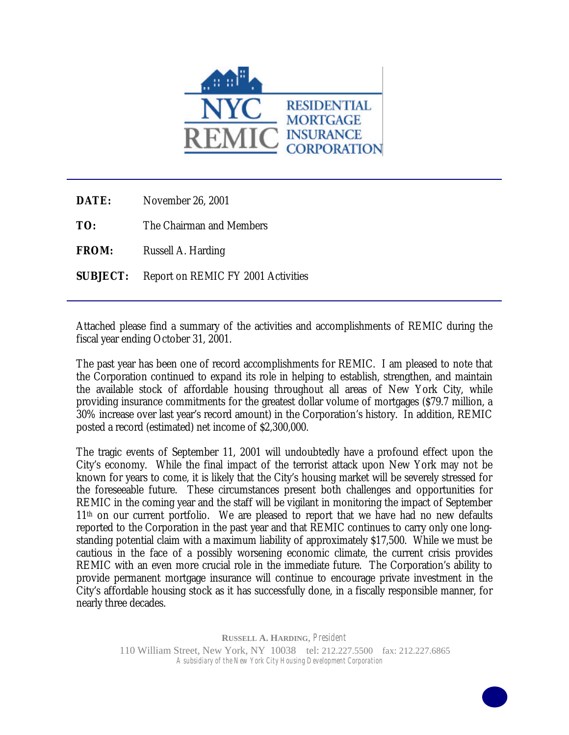**NYC REMIC** RESIDENTIAL MORTGAGE INSURANCE CORPORATION

**DATE:** November 26, 2001

**TO:** The Chairman and Members

**FROM:** Russell A. Harding

**SUBJECT:** Report on REMIC FY 2001 Activities

Attached please find a summary of the activities and accomplishments of REMIC during the fiscal year ending October 31, 2001.

The past year has been one of record accomplishments for REMIC. I am pleased to note that the Corporation continued to expand its role in helping to establish, strengthen, and maintain the available stock of affordable housing throughout all areas of New York City, while providing insurance commitments for the greatest dollar volume of mortgages ($79.7 million, a 30% increase over last year's record amount) in the Corporation's history. In addition, REMIC posted a record (estimated) net income of $2,300,000.

The tragic events of September 11, 2001 will undoubtedly have a profound effect upon the City's economy. While the final impact of the terrorist attack upon New York may not be known for years to come, it is likely that the City's housing market will be severely stressed for the foreseeable future. These circumstances present both challenges and opportunities for REMIC in the coming year and the staff will be vigilant in monitoring the impact of September 11th on our current portfolio. We are pleased to report that we have had no new defaults reported to the Corporation in the past year and that REMIC continues to carry only one long-standing potential claim with a maximum liability of approximately $17,500. While we must be cautious in the face of a possibly worsening economic climate, the current crisis provides REMIC with an even more crucial role in the immediate future. The Corporation's ability to provide permanent mortgage insurance will continue to encourage private investment in the City's affordable housing stock as it has successfully done, in a fiscally responsible manner, for nearly three decades.

**RUSSELL A. HARDING**, *President*
110 William Street, New York, NY 10038 tel: 212.227.5500 fax: 212.227.6865
*A subsidiary of the New York City Housing Development Corporation*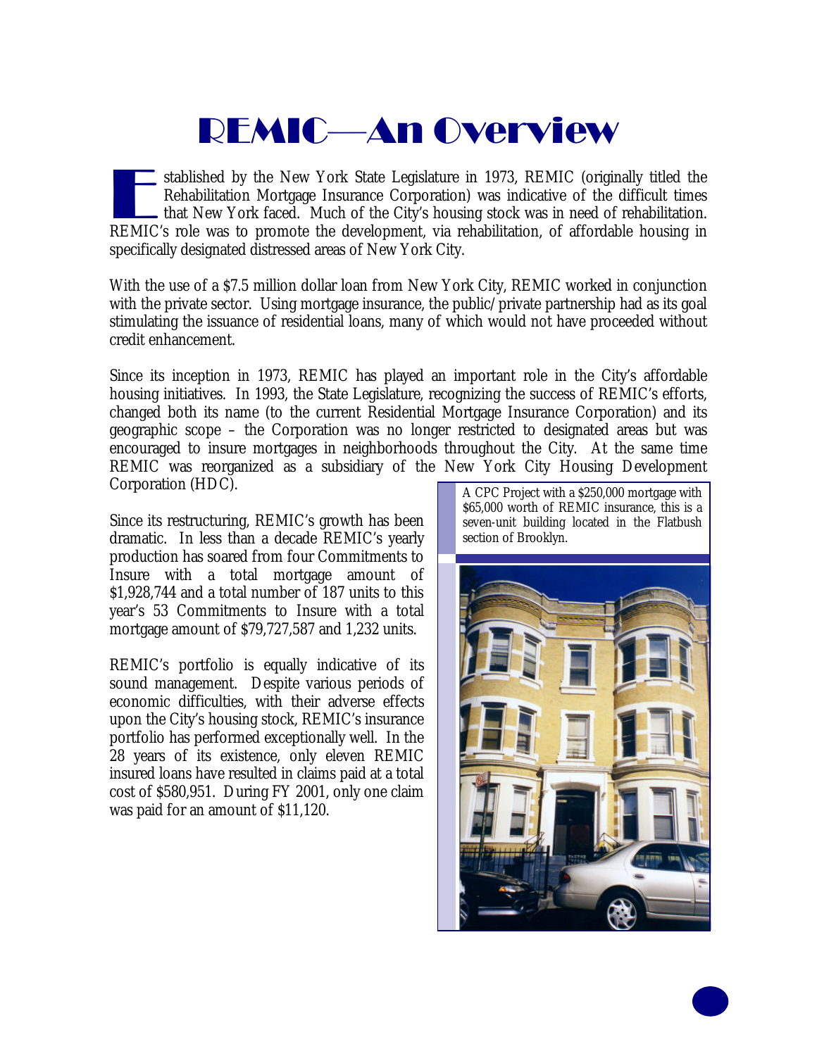# REMIC—An Overview

Established by the New York State Legislature in 1973, REMIC (originally titled the Rehabilitation Mortgage Insurance Corporation) was indicative of the difficult times that New York faced. Much of the City's housing stock was in need of rehabilitation. REMIC's role was to promote the development, via rehabilitation, of affordable housing in specifically designated distressed areas of New York City.

With the use of a $7.5 million dollar loan from New York City, REMIC worked in conjunction with the private sector. Using mortgage insurance, the public/private partnership had as its goal stimulating the issuance of residential loans, many of which would not have proceeded without credit enhancement.

Since its inception in 1973, REMIC has played an important role in the City's affordable housing initiatives. In 1993, the State Legislature, recognizing the success of REMIC's efforts, changed both its name (to the current Residential Mortgage Insurance Corporation) and its geographic scope – the Corporation was no longer restricted to designated areas but was encouraged to insure mortgages in neighborhoods throughout the City. At the same time REMIC was reorganized as a subsidiary of the New York City Housing Development Corporation (HDC).

Since its restructuring, REMIC's growth has been dramatic. In less than a decade REMIC's yearly production has soared from four Commitments to Insure with a total mortgage amount of $1,928,744 and a total number of 187 units to this year's 53 Commitments to Insure with a total mortgage amount of $79,727,587 and 1,232 units.

REMIC's portfolio is equally indicative of its sound management. Despite various periods of economic difficulties, with their adverse effects upon the City's housing stock, REMIC's insurance portfolio has performed exceptionally well. In the 28 years of its existence, only eleven REMIC insured loans have resulted in claims paid at a total cost of $580,951. During FY 2001, only one claim was paid for an amount of $11,120.

A CPC Project with a $250,000 mortgage with $65,000 worth of REMIC insurance, this is a seven-unit building located in the Flatbush section of Brooklyn.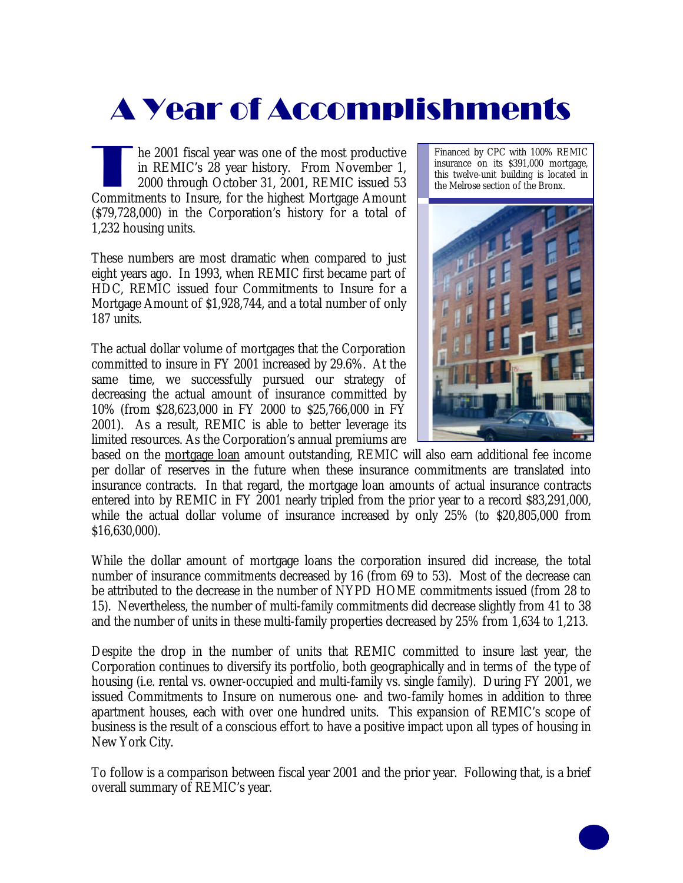# A Year of Accomplishments

The 2001 fiscal year was one of the most productive in REMIC's 28 year history. From November 1, 2000 through October 31, 2001, REMIC issued 53 Commitments to Insure, for the highest Mortgage Amount ($79,728,000) in the Corporation's history for a total of 1,232 housing units.

These numbers are most dramatic when compared to just eight years ago. In 1993, when REMIC first became part of HDC, REMIC issued four Commitments to Insure for a Mortgage Amount of $1,928,744, and a total number of only 187 units.

The actual dollar volume of mortgages that the Corporation committed to insure in FY 2001 increased by 29.6%. At the same time, we successfully pursued our strategy of decreasing the actual amount of insurance committed by 10% (from $28,623,000 in FY 2000 to $25,766,000 in FY 2001). As a result, REMIC is able to better leverage its limited resources. As the Corporation's annual premiums are based on the mortgage loan amount outstanding, REMIC will also earn additional fee income per dollar of reserves in the future when these insurance commitments are translated into insurance contracts. In that regard, the mortgage loan amounts of actual insurance contracts entered into by REMIC in FY 2001 nearly tripled from the prior year to a record $83,291,000, while the actual dollar volume of insurance increased by only 25% (to $20,805,000 from $16,630,000).

Financed by CPC with 100% REMIC insurance on its $391,000 mortgage, this twelve-unit building is located in the Melrose section of the Bronx.

While the dollar amount of mortgage loans the corporation insured did increase, the total number of insurance commitments decreased by 16 (from 69 to 53). Most of the decrease can be attributed to the decrease in the number of NYPD HOME commitments issued (from 28 to 15). Nevertheless, the number of multi-family commitments did decrease slightly from 41 to 38 and the number of units in these multi-family properties decreased by 25% from 1,634 to 1,213.

Despite the drop in the number of units that REMIC committed to insure last year, the Corporation continues to diversify its portfolio, both geographically and in terms of the type of housing (i.e. rental vs. owner-occupied and multi-family vs. single family). During FY 2001, we issued Commitments to Insure on numerous one- and two-family homes in addition to three apartment houses, each with over one hundred units. This expansion of REMIC's scope of business is the result of a conscious effort to have a positive impact upon all types of housing in New York City.

To follow is a comparison between fiscal year 2001 and the prior year. Following that, is a brief overall summary of REMIC's year.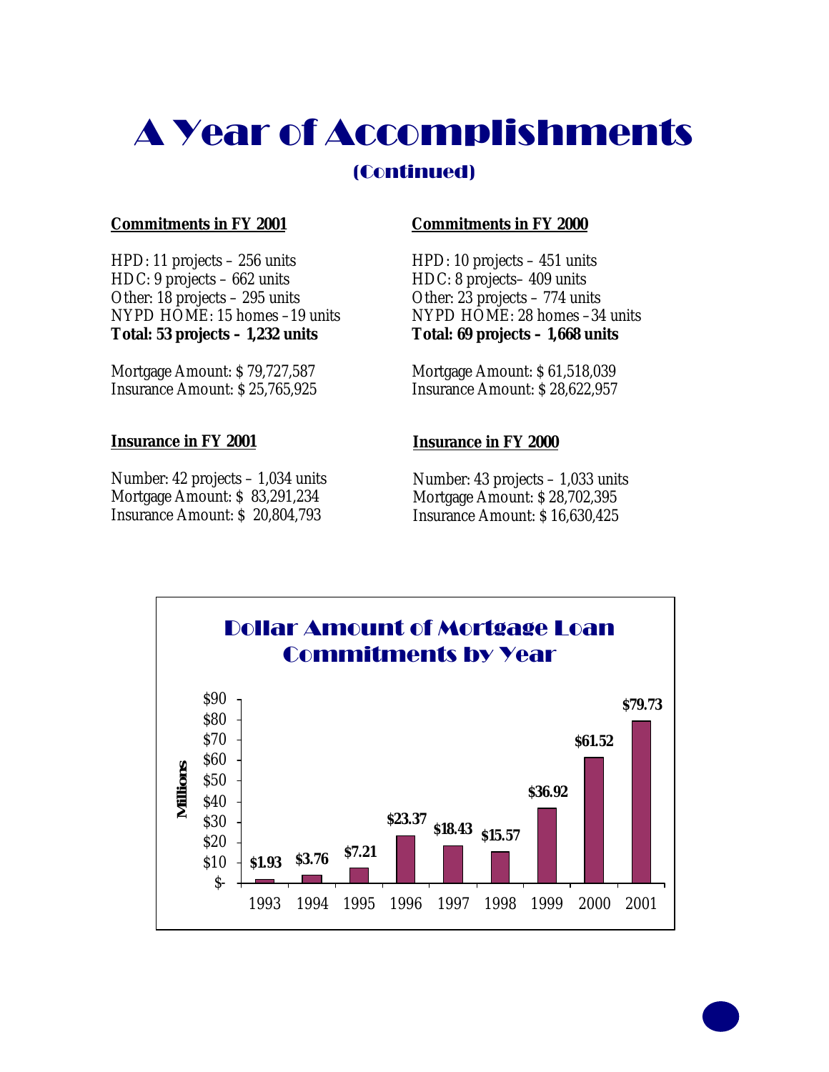# A Year of Accomplishments

## (Continued)

**Commitments in FY 2001**

HPD: 11 projects – 256 units
HDC: 9 projects – 662 units
Other: 18 projects – 295 units
NYPD HOME: 15 homes –19 units
**Total: 53 projects – 1,232 units**

Mortgage Amount: $ 79,727,587
Insurance Amount: $ 25,765,925

**Insurance in FY 2001**

Number: 42 projects – 1,034 units
Mortgage Amount: $ 83,291,234
Insurance Amount: $ 20,804,793

**Commitments in FY 2000**

HPD: 10 projects – 451 units
HDC: 8 projects– 409 units
Other: 23 projects – 774 units
NYPD HOME: 28 homes –34 units
**Total: 69 projects – 1,668 units**

Mortgage Amount: $ 61,518,039
Insurance Amount: $ 28,622,957

**Insurance in FY 2000**

Number: 43 projects – 1,033 units
Mortgage Amount: $ 28,702,395
Insurance Amount: $ 16,630,425

### Dollar Amount of Mortgage Loan Commitments by Year

| Year | Millions |
|---|---|
| 1993 | $1.93 |
| 1994 | $3.76 |
| 1995 | $7.21 |
| 1996 | $23.37 |
| 1997 | $18.43 |
| 1998 | $15.57 |
| 1999 | $36.92 |
| 2000 | $61.52 |
| 2001 | $79.73 |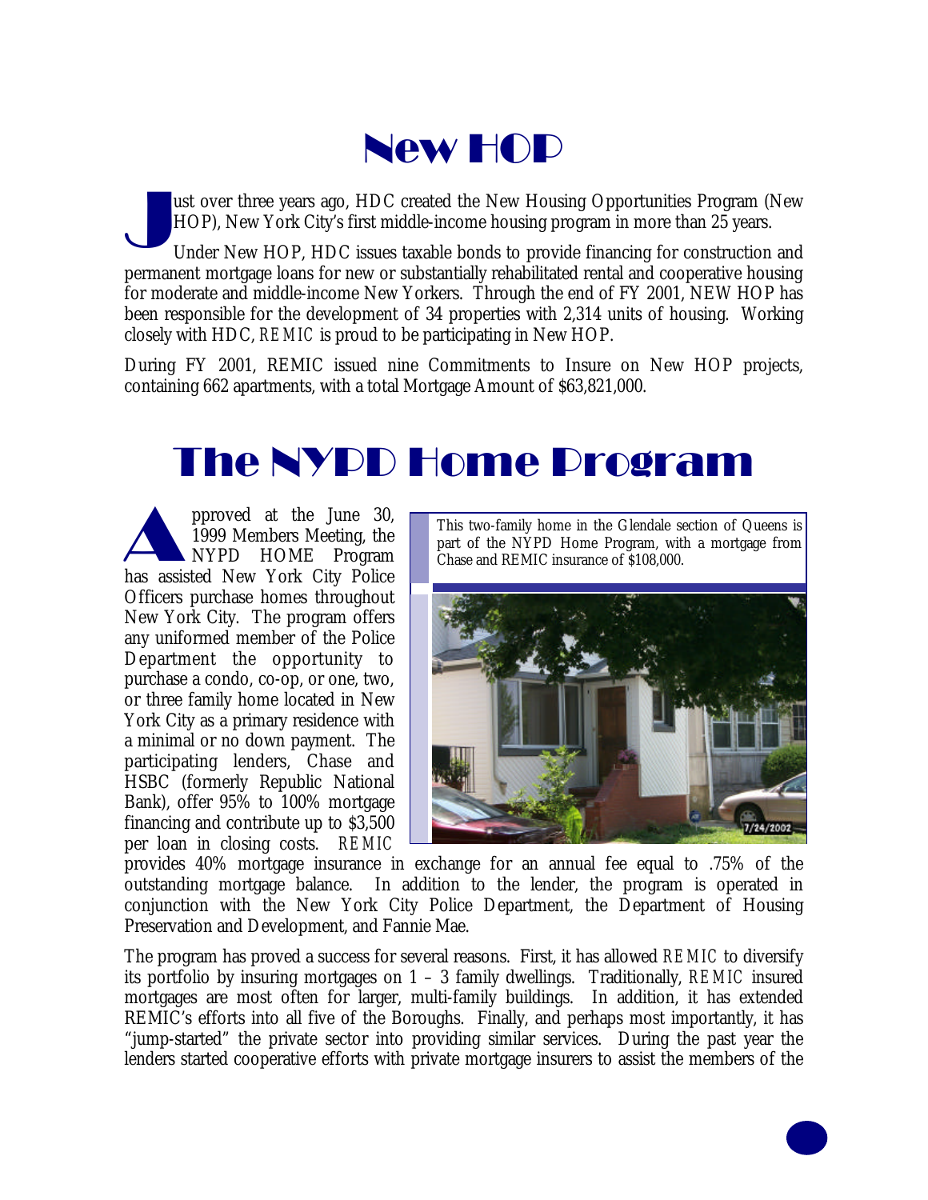# New HOP

Just over three years ago, HDC created the New Housing Opportunities Program (New HOP), New York City's first middle-income housing program in more than 25 years.

Under New HOP, HDC issues taxable bonds to provide financing for construction and permanent mortgage loans for new or substantially rehabilitated rental and cooperative housing for moderate and middle-income New Yorkers. Through the end of FY 2001, NEW HOP has been responsible for the development of 34 properties with 2,314 units of housing. Working closely with HDC, *REMIC* is proud to be participating in New HOP.

During FY 2001, REMIC issued nine Commitments to Insure on New HOP projects, containing 662 apartments, with a total Mortgage Amount of $63,821,000.

# The NYPD Home Program

Approved at the June 30, 1999 Members Meeting, the NYPD HOME Program has assisted New York City Police Officers purchase homes throughout New York City. The program offers any uniformed member of the Police Department the opportunity to purchase a condo, co-op, or one, two, or three family home located in New York City as a primary residence with a minimal or no down payment. The participating lenders, Chase and HSBC (formerly Republic National Bank), offer 95% to 100% mortgage financing and contribute up to $3,500 per loan in closing costs. *REMIC* provides 40% mortgage insurance in exchange for an annual fee equal to .75% of the outstanding mortgage balance. In addition to the lender, the program is operated in conjunction with the New York City Police Department, the Department of Housing Preservation and Development, and Fannie Mae.

This two-family home in the Glendale section of Queens is part of the NYPD Home Program, with a mortgage from Chase and REMIC insurance of $108,000.

The program has proved a success for several reasons. First, it has allowed *REMIC* to diversify its portfolio by insuring mortgages on 1 – 3 family dwellings. Traditionally, *REMIC* insured mortgages are most often for larger, multi-family buildings. In addition, it has extended REMIC's efforts into all five of the Boroughs. Finally, and perhaps most importantly, it has "jump-started" the private sector into providing similar services. During the past year the lenders started cooperative efforts with private mortgage insurers to assist the members of the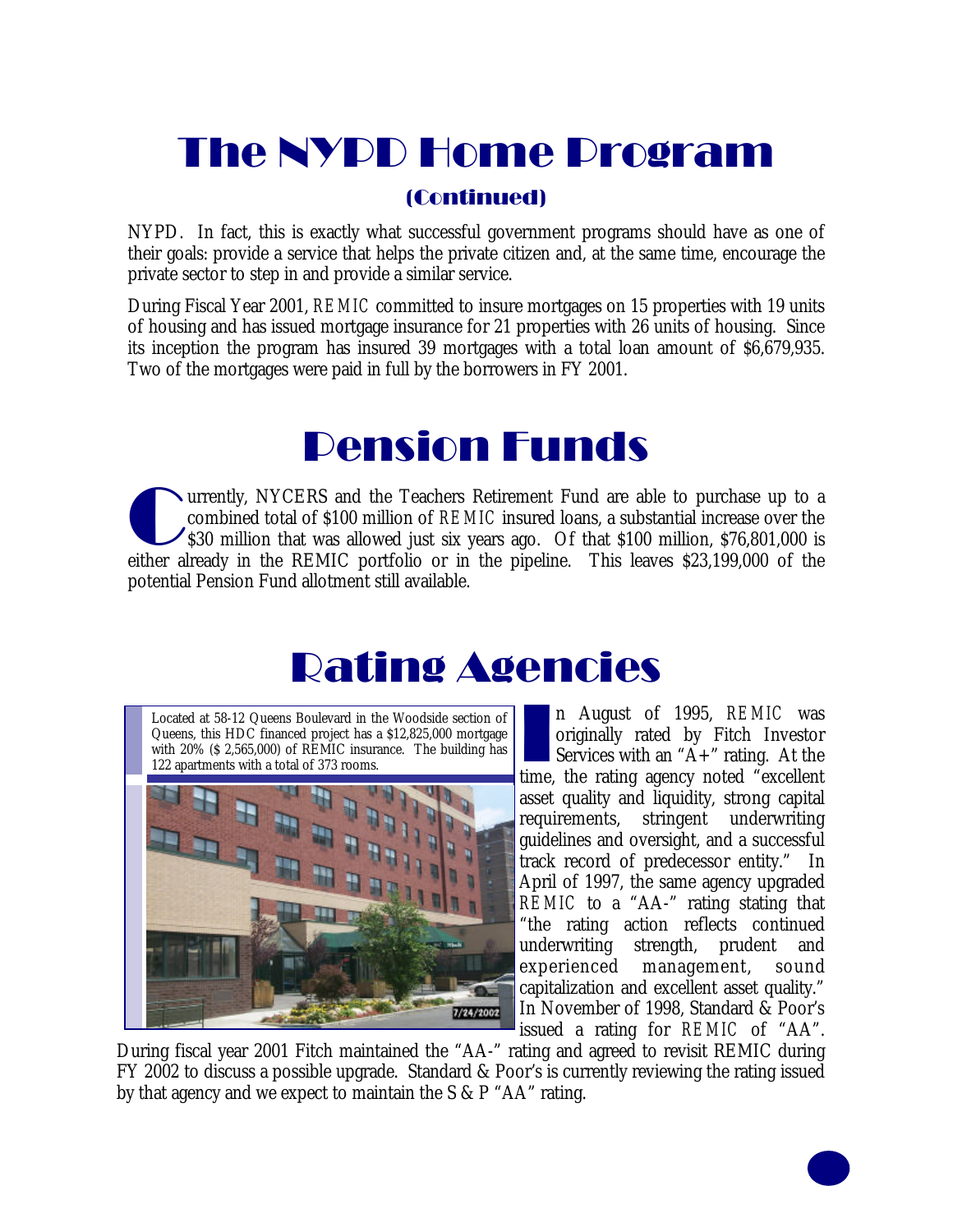# The NYPD Home Program

## (Continued)

NYPD. In fact, this is exactly what successful government programs should have as one of their goals: provide a service that helps the private citizen and, at the same time, encourage the private sector to step in and provide a similar service.

During Fiscal Year 2001, REMIC committed to insure mortgages on 15 properties with 19 units of housing and has issued mortgage insurance for 21 properties with 26 units of housing. Since its inception the program has insured 39 mortgages with a total loan amount of $6,679,935. Two of the mortgages were paid in full by the borrowers in FY 2001.

# Pension Funds

Currently, NYCERS and the Teachers Retirement Fund are able to purchase up to a combined total of $100 million of REMIC insured loans, a substantial increase over the $30 million that was allowed just six years ago. Of that $100 million, $76,801,000 is either already in the REMIC portfolio or in the pipeline. This leaves $23,199,000 of the potential Pension Fund allotment still available.

# Rating Agencies

Located at 58-12 Queens Boulevard in the Woodside section of Queens, this HDC financed project has a $12,825,000 mortgage with 20% ($ 2,565,000) of REMIC insurance. The building has 122 apartments with a total of 373 rooms.

In August of 1995, REMIC was originally rated by Fitch Investor Services with an "A+" rating. At the time, the rating agency noted "excellent asset quality and liquidity, strong capital requirements, stringent underwriting guidelines and oversight, and a successful track record of predecessor entity." In April of 1997, the same agency upgraded REMIC to a "AA-" rating stating that "the rating action reflects continued underwriting strength, prudent and experienced management, sound capitalization and excellent asset quality." In November of 1998, Standard & Poor's issued a rating for REMIC of "AA". During fiscal year 2001 Fitch maintained the "AA-" rating and agreed to revisit REMIC during FY 2002 to discuss a possible upgrade. Standard & Poor's is currently reviewing the rating issued by that agency and we expect to maintain the S & P "AA" rating.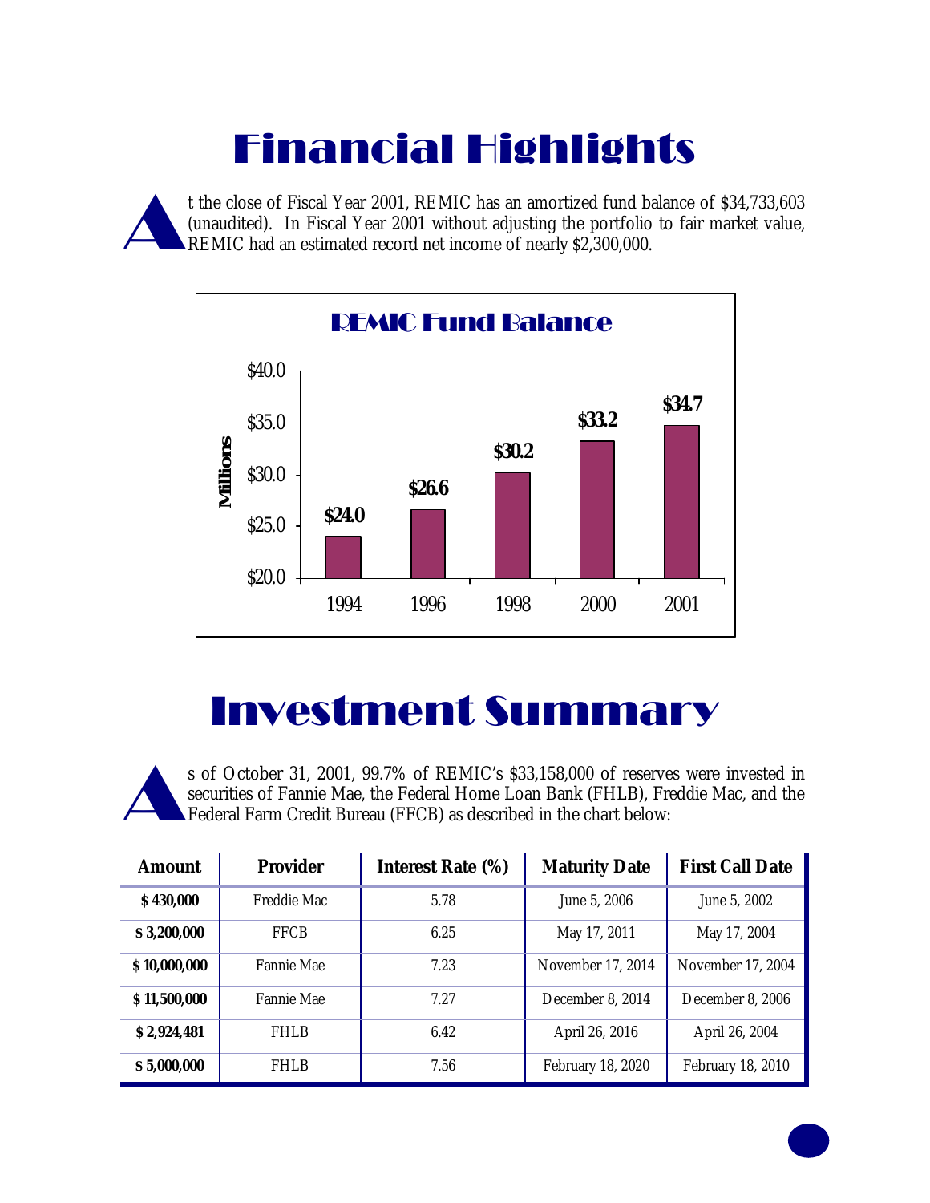# Financial Highlights

At the close of Fiscal Year 2001, REMIC has an amortized fund balance of $34,733,603 (unaudited). In Fiscal Year 2001 without adjusting the portfolio to fair market value, REMIC had an estimated record net income of nearly $2,300,000.

**REMIC Fund Balance**

| Year | Fund Balance (Millions) |
|---|---|
| 1994 | $24.0 |
| 1996 | $26.6 |
| 1998 | $30.2 |
| 2000 | $33.2 |
| 2001 | $34.7 |

# Investment Summary

As of October 31, 2001, 99.7% of REMIC's $33,158,000 of reserves were invested in securities of Fannie Mae, the Federal Home Loan Bank (FHLB), Freddie Mac, and the Federal Farm Credit Bureau (FFCB) as described in the chart below:

| Amount | Provider | Interest Rate (%) | Maturity Date | First Call Date |
|---|---|---|---|---|
| **$ 430,000** | Freddie Mac | 5.78 | June 5, 2006 | June 5, 2002 |
| **$ 3,200,000** | FFCB | 6.25 | May 17, 2011 | May 17, 2004 |
| **$ 10,000,000** | Fannie Mae | 7.23 | November 17, 2014 | November 17, 2004 |
| **$ 11,500,000** | Fannie Mae | 7.27 | December 8, 2014 | December 8, 2006 |
| **$ 2,924,481** | FHLB | 6.42 | April 26, 2016 | April 26, 2004 |
| **$ 5,000,000** | FHLB | 7.56 | February 18, 2020 | February 18, 2010 |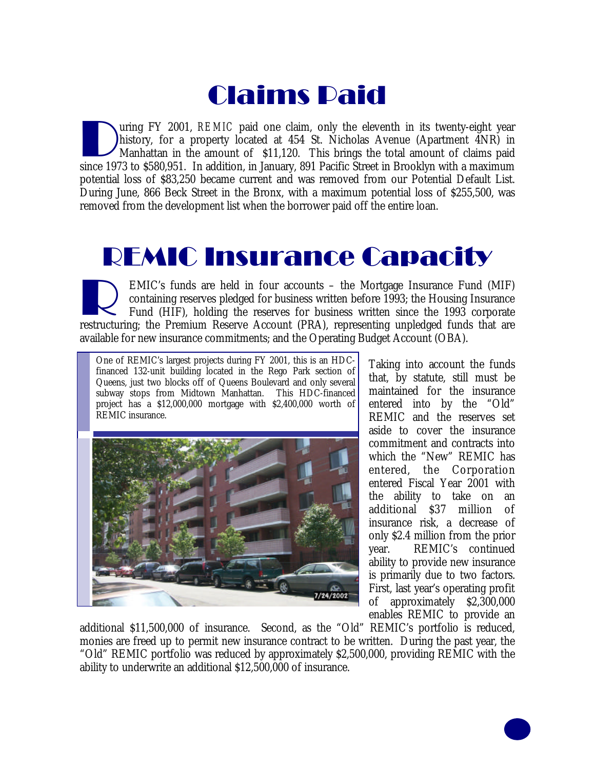# Claims Paid

During FY 2001, REMIC paid one claim, only the eleventh in its twenty-eight year history, for a property located at 454 St. Nicholas Avenue (Apartment 4NR) in Manhattan in the amount of $11,120. This brings the total amount of claims paid since 1973 to $580,951. In addition, in January, 891 Pacific Street in Brooklyn with a maximum potential loss of $83,250 became current and was removed from our Potential Default List. During June, 866 Beck Street in the Bronx, with a maximum potential loss of $255,500, was removed from the development list when the borrower paid off the entire loan.

# REMIC Insurance Capacity

REMIC's funds are held in four accounts – the Mortgage Insurance Fund (MIF) containing reserves pledged for business written before 1993; the Housing Insurance Fund (HIF), holding the reserves for business written since the 1993 corporate restructuring; the Premium Reserve Account (PRA), representing unpledged funds that are available for new insurance commitments; and the Operating Budget Account (OBA).

One of REMIC's largest projects during FY 2001, this is an HDC-financed 132-unit building located in the Rego Park section of Queens, just two blocks off of Queens Boulevard and only several subway stops from Midtown Manhattan. This HDC-financed project has a $12,000,000 mortgage with $2,400,000 worth of REMIC insurance.

Taking into account the funds that, by statute, still must be maintained for the insurance entered into by the "Old" REMIC and the reserves set aside to cover the insurance commitment and contracts into which the "New" REMIC has entered, the Corporation entered Fiscal Year 2001 with the ability to take on an additional $37 million of insurance risk, a decrease of only $2.4 million from the prior year. REMIC's continued ability to provide new insurance is primarily due to two factors. First, last year's operating profit of approximately $2,300,000 enables REMIC to provide an additional $11,500,000 of insurance. Second, as the "Old" REMIC's portfolio is reduced, monies are freed up to permit new insurance contract to be written. During the past year, the "Old" REMIC portfolio was reduced by approximately $2,500,000, providing REMIC with the ability to underwrite an additional $12,500,000 of insurance.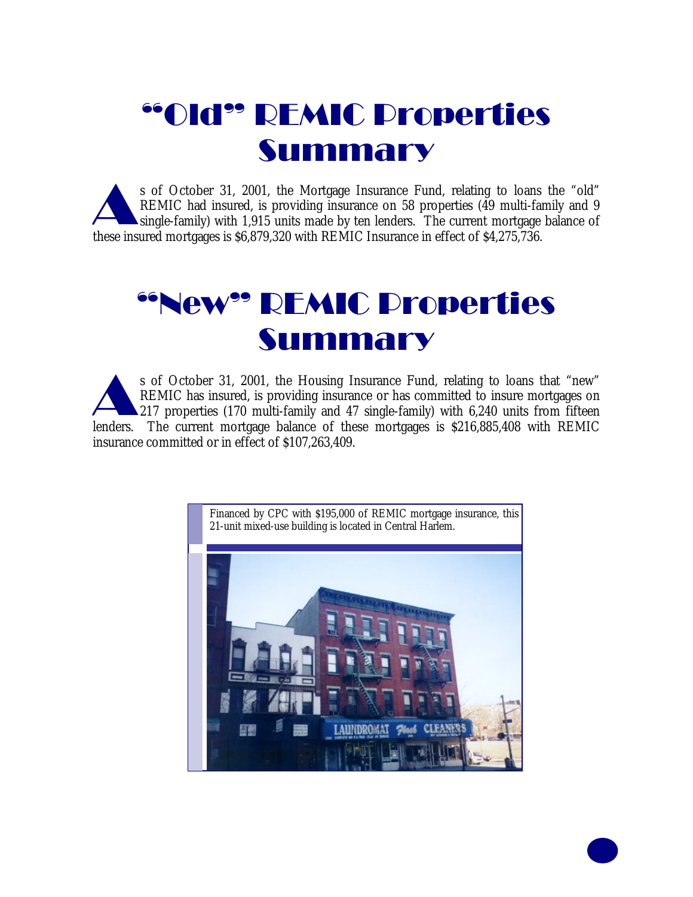# "Old" REMIC Properties Summary

As of October 31, 2001, the Mortgage Insurance Fund, relating to loans the "old" REMIC had insured, is providing insurance on 58 properties (49 multi-family and 9 single-family) with 1,915 units made by ten lenders. The current mortgage balance of these insured mortgages is $6,879,320 with REMIC Insurance in effect of $4,275,736.

# "New" REMIC Properties Summary

As of October 31, 2001, the Housing Insurance Fund, relating to loans that "new" REMIC has insured, is providing insurance or has committed to insure mortgages on 217 properties (170 multi-family and 47 single-family) with 6,240 units from fifteen lenders. The current mortgage balance of these mortgages is $216,885,408 with REMIC insurance committed or in effect of $107,263,409.

Financed by CPC with $195,000 of REMIC mortgage insurance, this 21-unit mixed-use building is located in Central Harlem.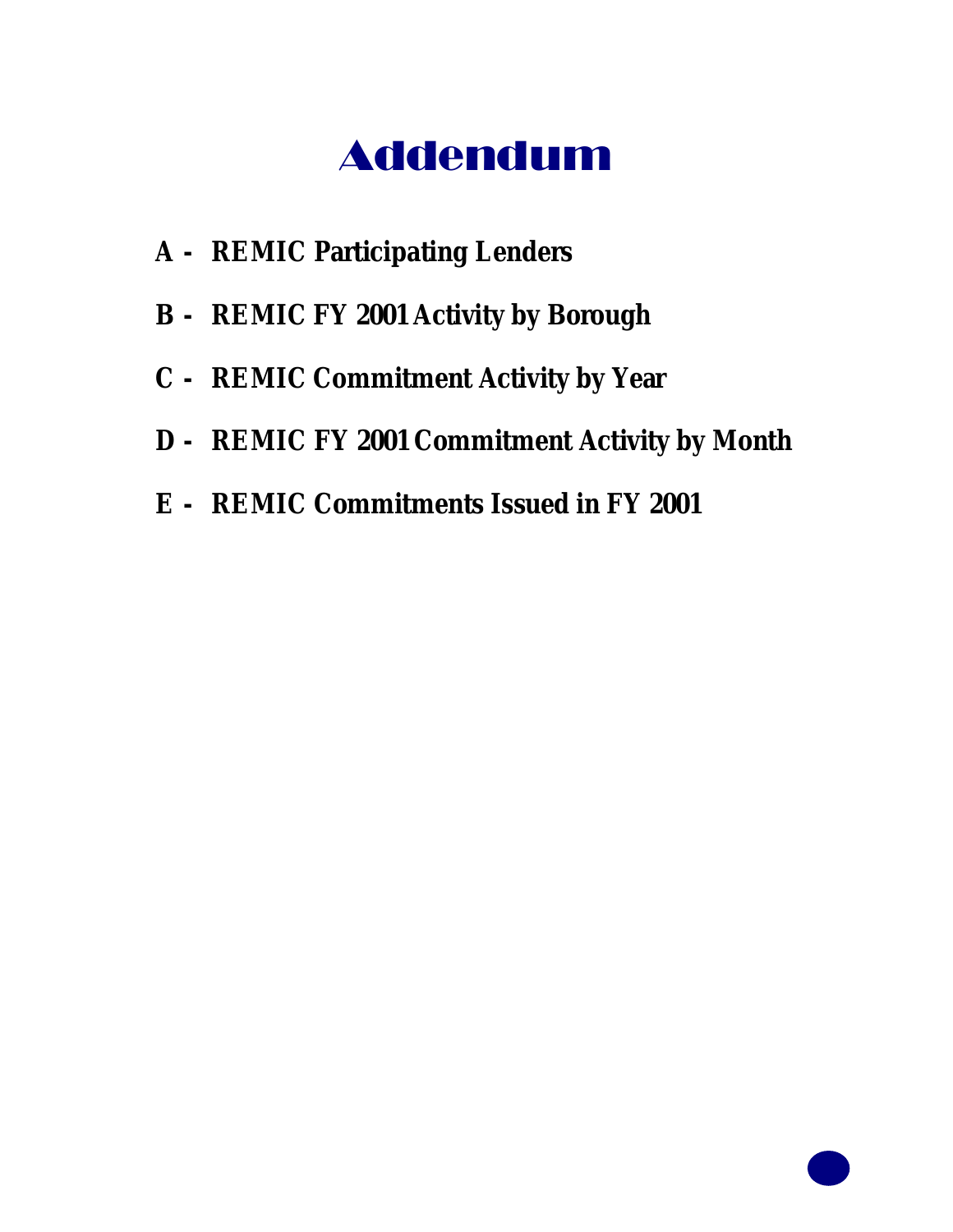# Addendum

**A - REMIC Participating Lenders**

**B - REMIC FY 2001 Activity by Borough**

**C - REMIC Commitment Activity by Year**

**D - REMIC FY 2001 Commitment Activity by Month**

**E - REMIC Commitments Issued in FY 2001**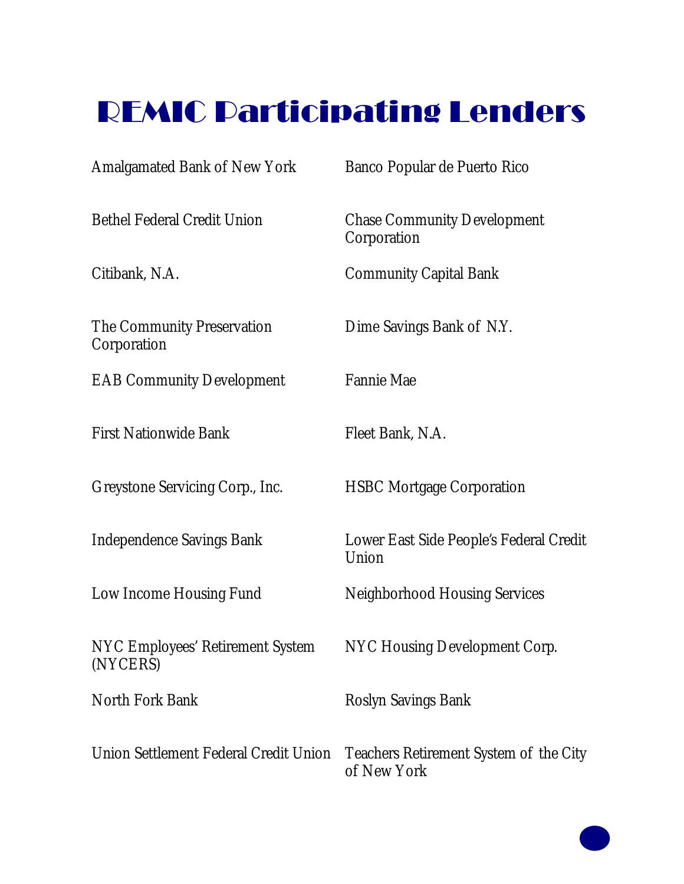# REMIC Participating Lenders

Amalgamated Bank of New York

Banco Popular de Puerto Rico

Bethel Federal Credit Union

Chase Community Development Corporation

Citibank, N.A.

Community Capital Bank

The Community Preservation Corporation

Dime Savings Bank of N.Y.

EAB Community Development

Fannie Mae

First Nationwide Bank

Fleet Bank, N.A.

Greystone Servicing Corp., Inc.

HSBC Mortgage Corporation

Independence Savings Bank

Lower East Side People's Federal Credit Union

Low Income Housing Fund

Neighborhood Housing Services

NYC Employees' Retirement System (NYCERS)

NYC Housing Development Corp.

North Fork Bank

Roslyn Savings Bank

Union Settlement Federal Credit Union

Teachers Retirement System of the City of New York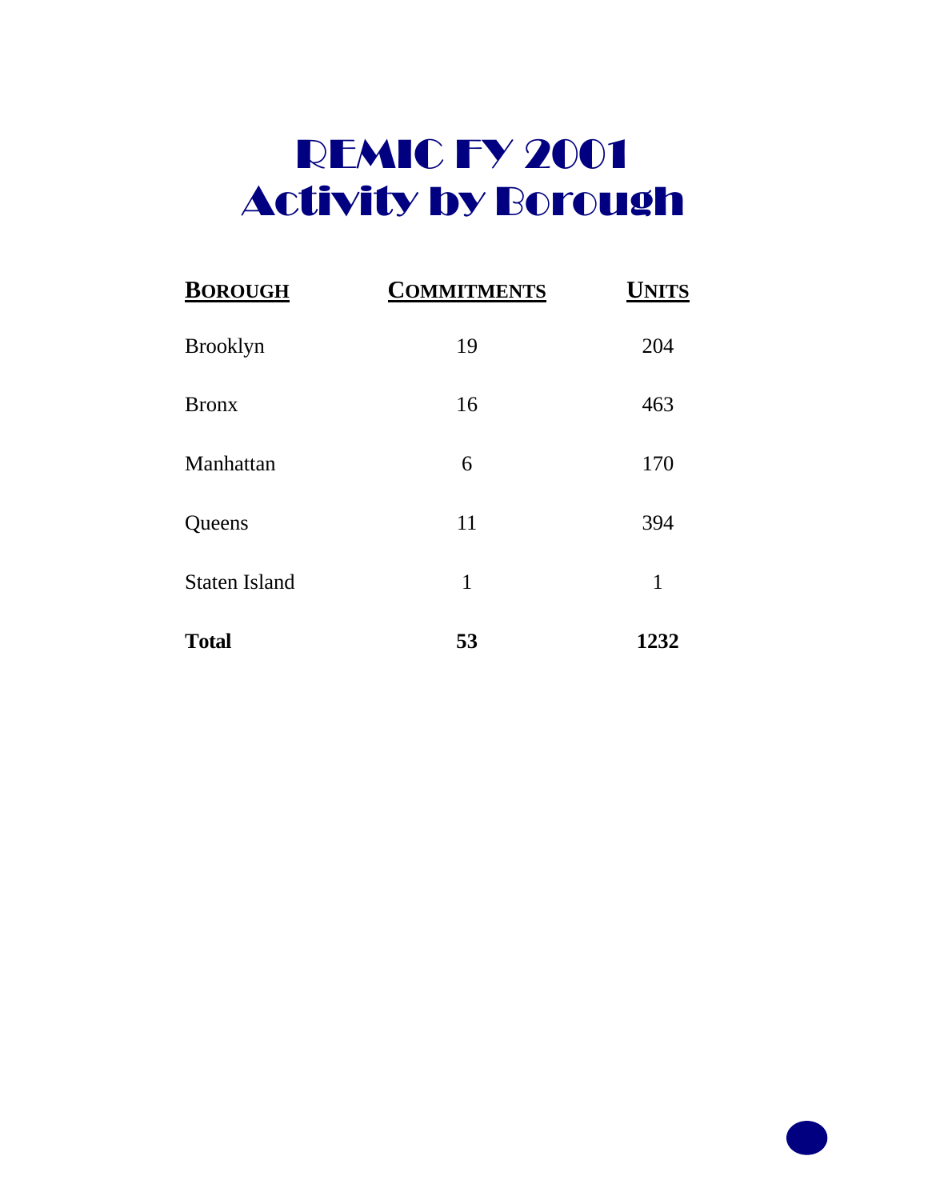# REMIC FY 2001
# Activity by Borough

| BOROUGH | COMMITMENTS | UNITS |
|---|---|---|
| Brooklyn | 19 | 204 |
| Bronx | 16 | 463 |
| Manhattan | 6 | 170 |
| Queens | 11 | 394 |
| Staten Island | 1 | 1 |
| **Total** | **53** | **1232** |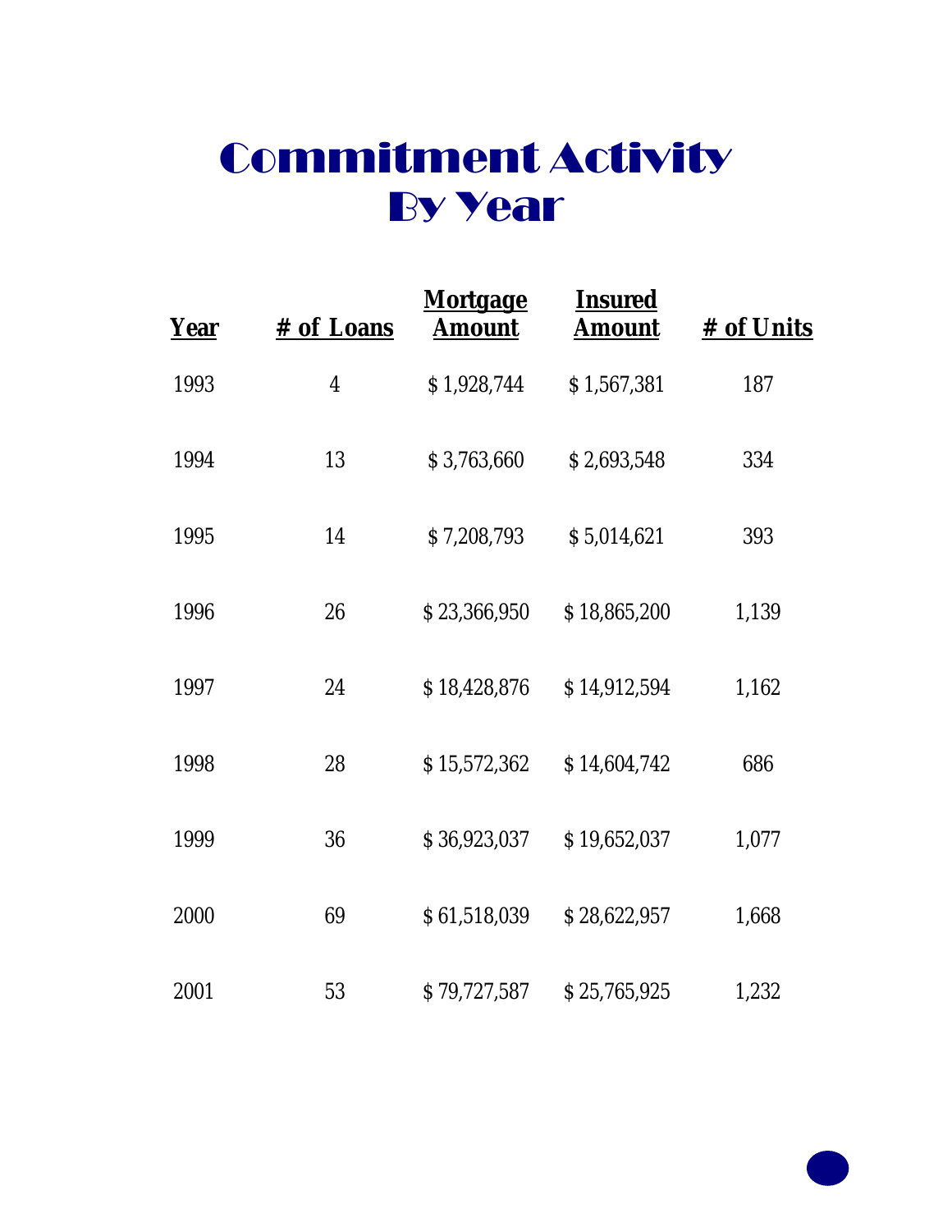# Commitment Activity By Year

| Year | # of Loans | Mortgage Amount | Insured Amount | # of Units |
|---|---|---|---|---|
| 1993 | 4 | $ 1,928,744 | $ 1,567,381 | 187 |
| 1994 | 13 | $ 3,763,660 | $ 2,693,548 | 334 |
| 1995 | 14 | $ 7,208,793 | $ 5,014,621 | 393 |
| 1996 | 26 | $ 23,366,950 | $ 18,865,200 | 1,139 |
| 1997 | 24 | $ 18,428,876 | $ 14,912,594 | 1,162 |
| 1998 | 28 | $ 15,572,362 | $ 14,604,742 | 686 |
| 1999 | 36 | $ 36,923,037 | $ 19,652,037 | 1,077 |
| 2000 | 69 | $ 61,518,039 | $ 28,622,957 | 1,668 |
| 2001 | 53 | $ 79,727,587 | $ 25,765,925 | 1,232 |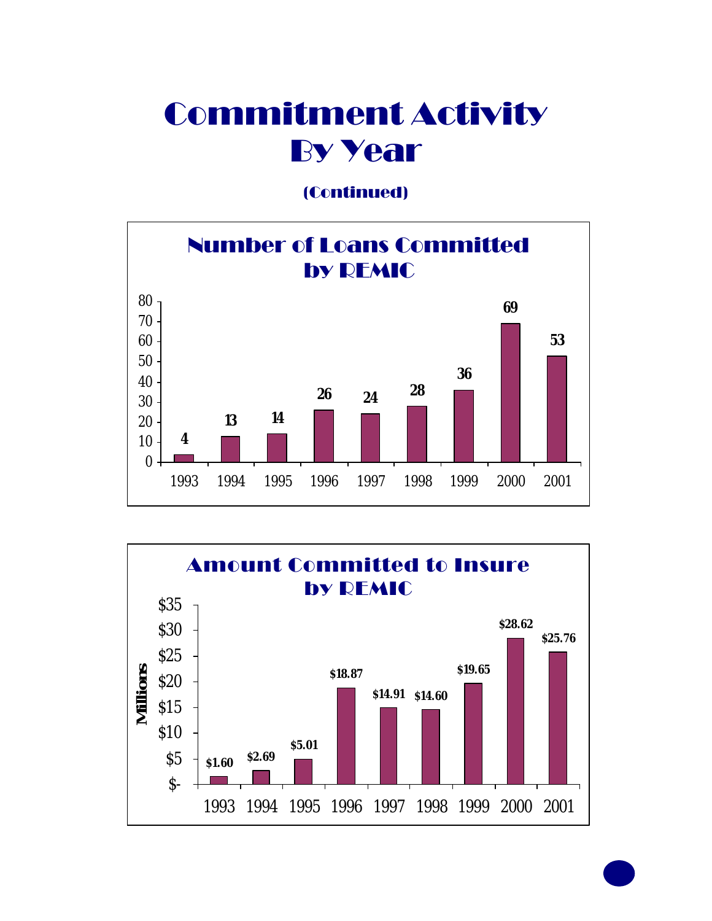# Commitment Activity By Year

**(Continued)**

## Number of Loans Committed by REMIC

| Year | Number of Loans |
|---|---|
| 1993 | 4 |
| 1994 | 13 |
| 1995 | 14 |
| 1996 | 26 |
| 1997 | 24 |
| 1998 | 28 |
| 1999 | 36 |
| 2000 | 69 |
| 2001 | 53 |

## Amount Committed to Insure by REMIC

| Year | Amount (Millions) |
|---|---|
| 1993 | $1.60 |
| 1994 | $2.69 |
| 1995 | $5.01 |
| 1996 | $18.87 |
| 1997 | $14.91 |
| 1998 | $14.60 |
| 1999 | $19.65 |
| 2000 | $28.62 |
| 2001 | $25.76 |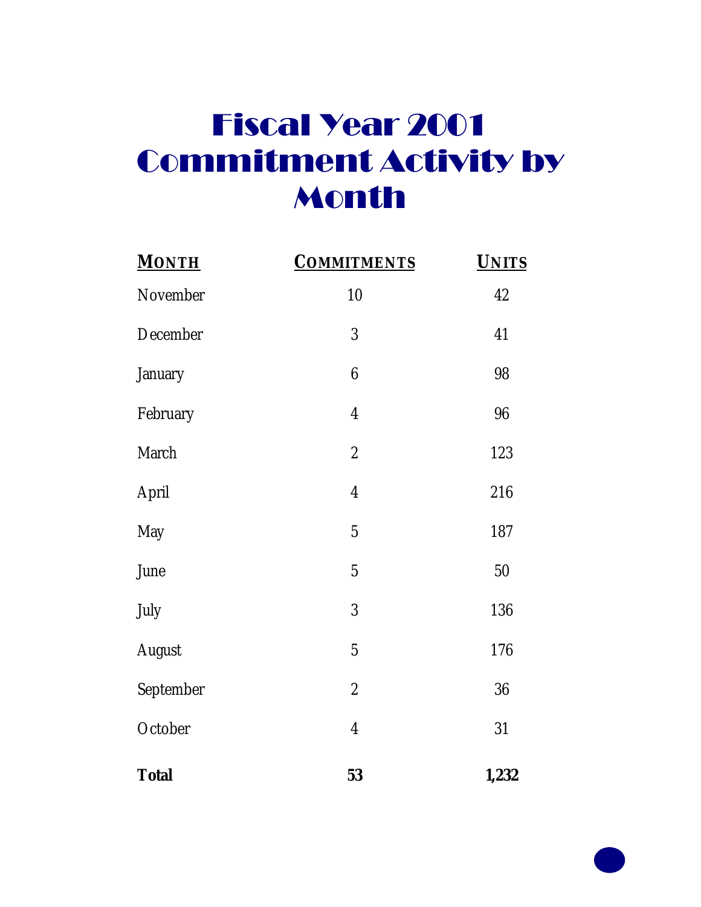# Fiscal Year 2001 Commitment Activity by Month

| MONTH | COMMITMENTS | UNITS |
| --- | --- | --- |
| November | 10 | 42 |
| December | 3 | 41 |
| January | 6 | 98 |
| February | 4 | 96 |
| March | 2 | 123 |
| April | 4 | 216 |
| May | 5 | 187 |
| June | 5 | 50 |
| July | 3 | 136 |
| August | 5 | 176 |
| September | 2 | 36 |
| October | 4 | 31 |
| **Total** | **53** | **1,232** |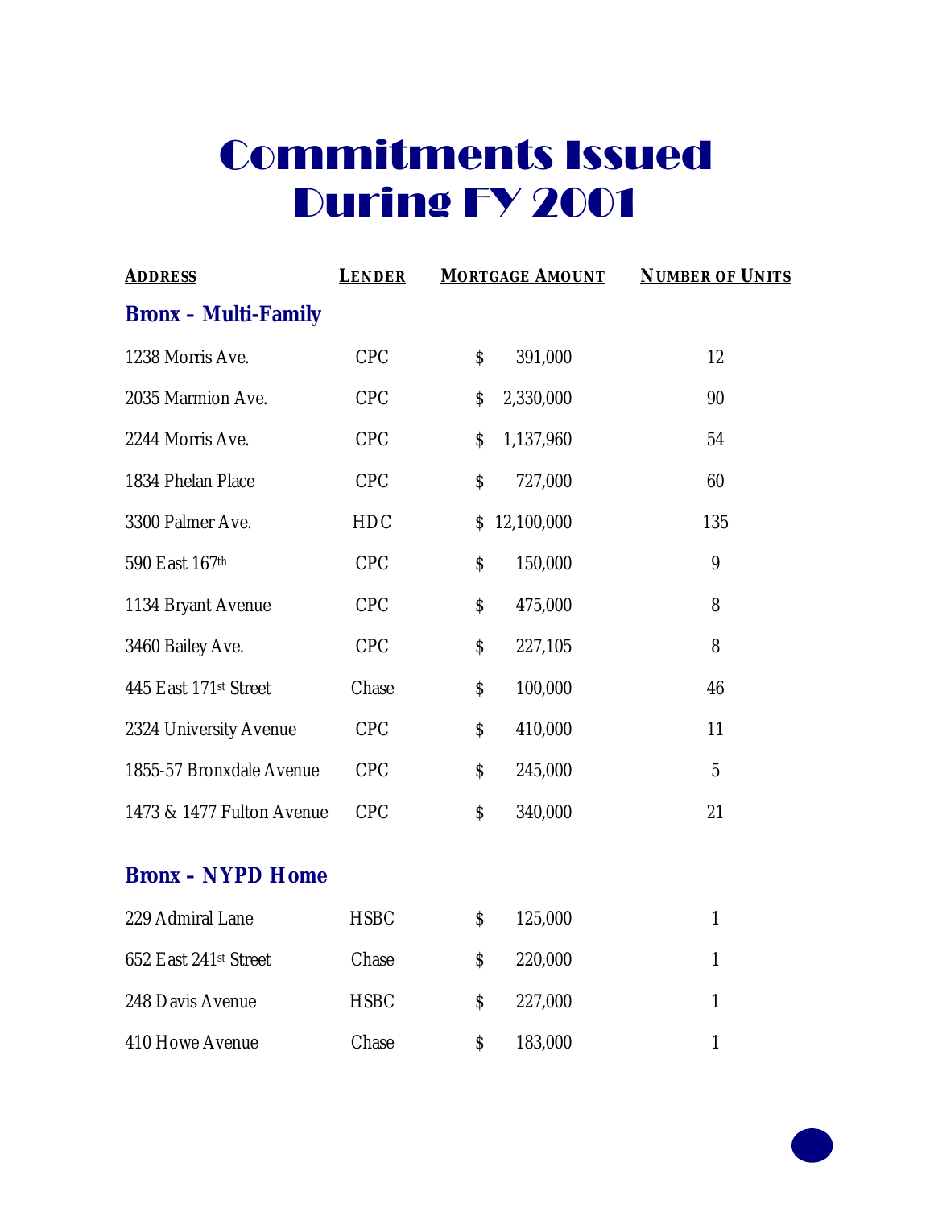# Commitments Issued During FY 2001

| Address | Lender | Mortgage Amount | Number of Units |
|---|---|---|---|
| **Bronx – Multi-Family** | | | |
| 1238 Morris Ave. | CPC | $ 391,000 | 12 |
| 2035 Marmion Ave. | CPC | $ 2,330,000 | 90 |
| 2244 Morris Ave. | CPC | $ 1,137,960 | 54 |
| 1834 Phelan Place | CPC | $ 727,000 | 60 |
| 3300 Palmer Ave. | HDC | $ 12,100,000 | 135 |
| 590 East 167th | CPC | $ 150,000 | 9 |
| 1134 Bryant Avenue | CPC | $ 475,000 | 8 |
| 3460 Bailey Ave. | CPC | $ 227,105 | 8 |
| 445 East 171st Street | Chase | $ 100,000 | 46 |
| 2324 University Avenue | CPC | $ 410,000 | 11 |
| 1855-57 Bronxdale Avenue | CPC | $ 245,000 | 5 |
| 1473 & 1477 Fulton Avenue | CPC | $ 340,000 | 21 |
| **Bronx – NYPD Home** | | | |
| 229 Admiral Lane | HSBC | $ 125,000 | 1 |
| 652 East 241st Street | Chase | $ 220,000 | 1 |
| 248 Davis Avenue | HSBC | $ 227,000 | 1 |
| 410 Howe Avenue | Chase | $ 183,000 | 1 |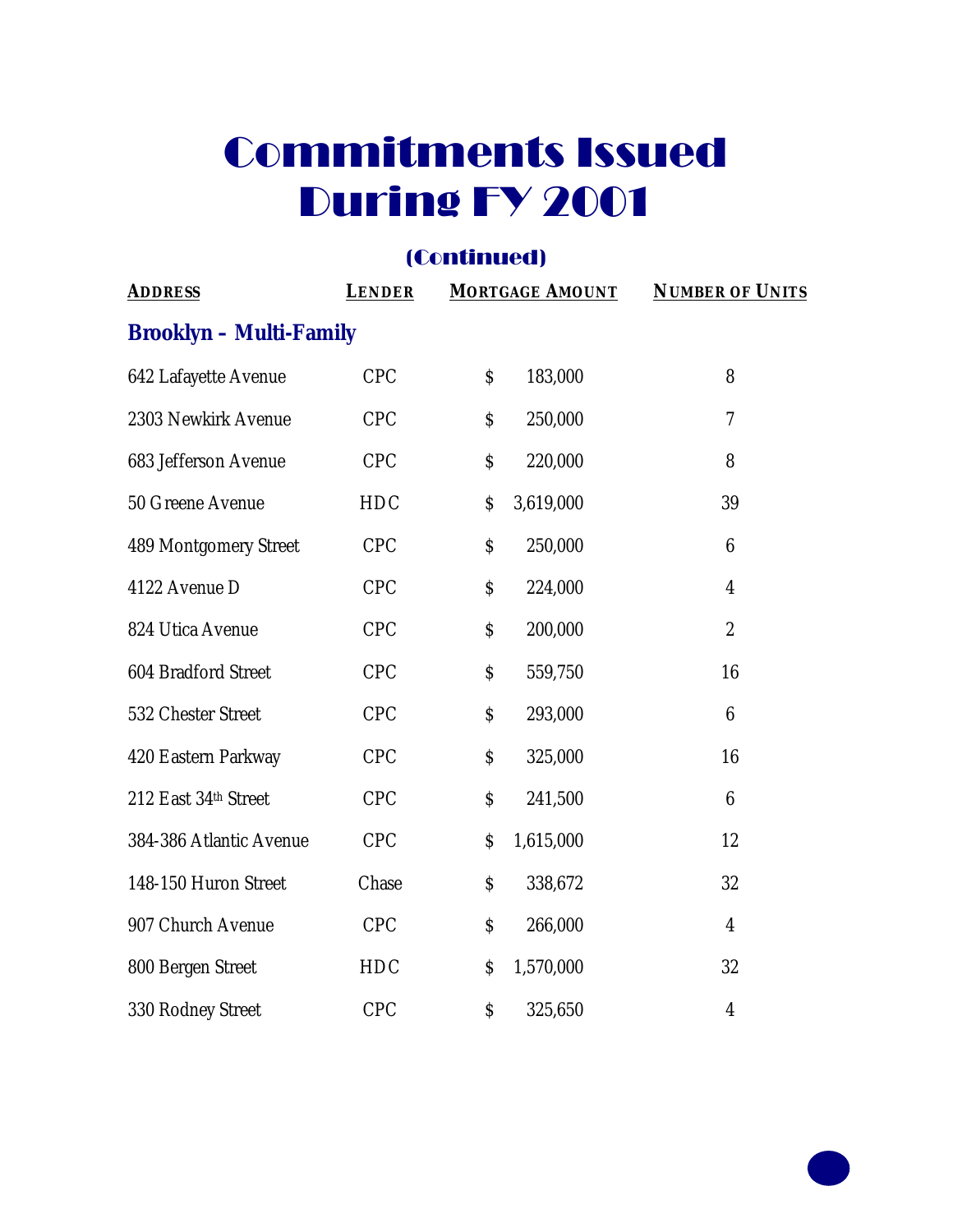# Commitments Issued During FY 2001

## (Continued)

| ADDRESS | LENDER | MORTGAGE AMOUNT | NUMBER OF UNITS |
|---|---|---|---|
| **Brooklyn – Multi-Family** | | | |
| 642 Lafayette Avenue | CPC | $ 183,000 | 8 |
| 2303 Newkirk Avenue | CPC | $ 250,000 | 7 |
| 683 Jefferson Avenue | CPC | $ 220,000 | 8 |
| 50 Greene Avenue | HDC | $ 3,619,000 | 39 |
| 489 Montgomery Street | CPC | $ 250,000 | 6 |
| 4122 Avenue D | CPC | $ 224,000 | 4 |
| 824 Utica Avenue | CPC | $ 200,000 | 2 |
| 604 Bradford Street | CPC | $ 559,750 | 16 |
| 532 Chester Street | CPC | $ 293,000 | 6 |
| 420 Eastern Parkway | CPC | $ 325,000 | 16 |
| 212 East 34th Street | CPC | $ 241,500 | 6 |
| 384-386 Atlantic Avenue | CPC | $ 1,615,000 | 12 |
| 148-150 Huron Street | Chase | $ 338,672 | 32 |
| 907 Church Avenue | CPC | $ 266,000 | 4 |
| 800 Bergen Street | HDC | $ 1,570,000 | 32 |
| 330 Rodney Street | CPC | $ 325,650 | 4 |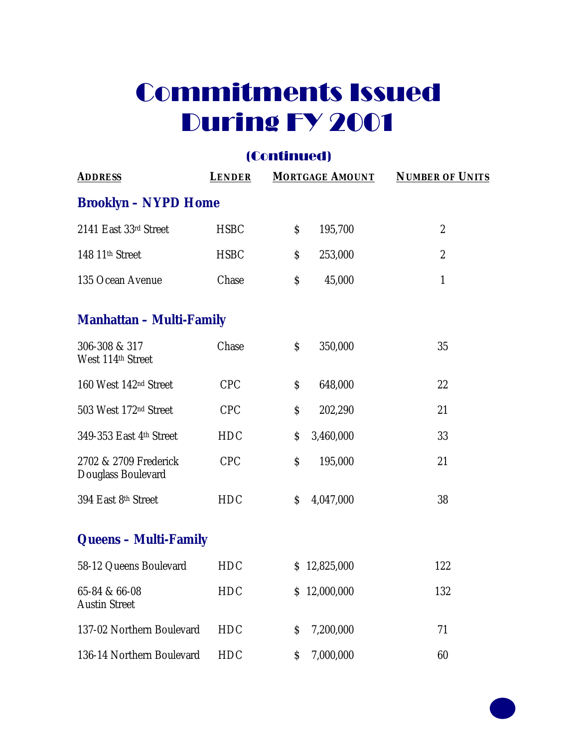# Commitments Issued During FY 2001

## (Continued)

| ADDRESS | LENDER | MORTGAGE AMOUNT | NUMBER OF UNITS |
|---|---|---|---|
| **Brooklyn – NYPD Home** | | | |
| 2141 East 33rd Street | HSBC | $ 195,700 | 2 |
| 148 11th Street | HSBC | $ 253,000 | 2 |
| 135 Ocean Avenue | Chase | $ 45,000 | 1 |
| **Manhattan – Multi-Family** | | | |
| 306-308 & 317 West 114th Street | Chase | $ 350,000 | 35 |
| 160 West 142nd Street | CPC | $ 648,000 | 22 |
| 503 West 172nd Street | CPC | $ 202,290 | 21 |
| 349-353 East 4th Street | HDC | $ 3,460,000 | 33 |
| 2702 & 2709 Frederick Douglass Boulevard | CPC | $ 195,000 | 21 |
| 394 East 8th Street | HDC | $ 4,047,000 | 38 |
| **Queens – Multi-Family** | | | |
| 58-12 Queens Boulevard | HDC | $ 12,825,000 | 122 |
| 65-84 & 66-08 Austin Street | HDC | $ 12,000,000 | 132 |
| 137-02 Northern Boulevard | HDC | $ 7,200,000 | 71 |
| 136-14 Northern Boulevard | HDC | $ 7,000,000 | 60 |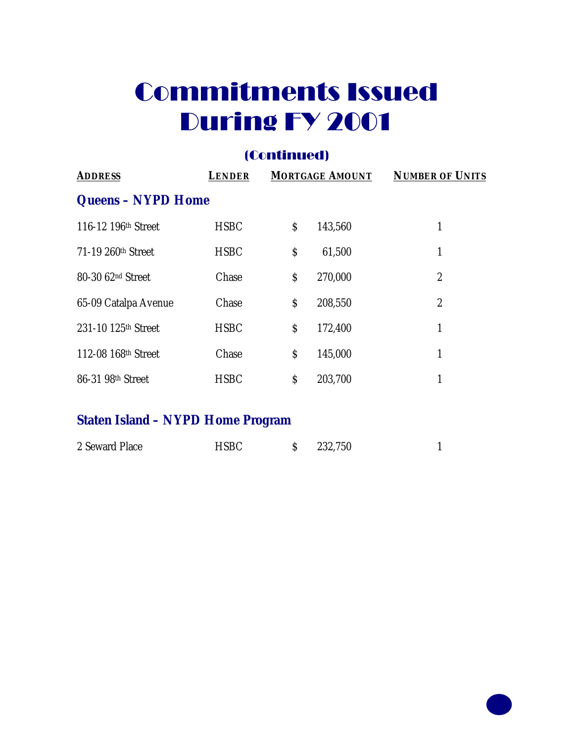# Commitments Issued During FY 2001

## (Continued)

| Address | Lender | Mortgage Amount | Number of Units |
|---|---|---|---|
| **Queens – NYPD Home** | | | |
| 116-12 196th Street | HSBC | $ 143,560 | 1 |
| 71-19 260th Street | HSBC | $ 61,500 | 1 |
| 80-30 62nd Street | Chase | $ 270,000 | 2 |
| 65-09 Catalpa Avenue | Chase | $ 208,550 | 2 |
| 231-10 125th Street | HSBC | $ 172,400 | 1 |
| 112-08 168th Street | Chase | $ 145,000 | 1 |
| 86-31 98th Street | HSBC | $ 203,700 | 1 |
| **Staten Island – NYPD Home Program** | | | |
| 2 Seward Place | HSBC | $ 232,750 | 1 |